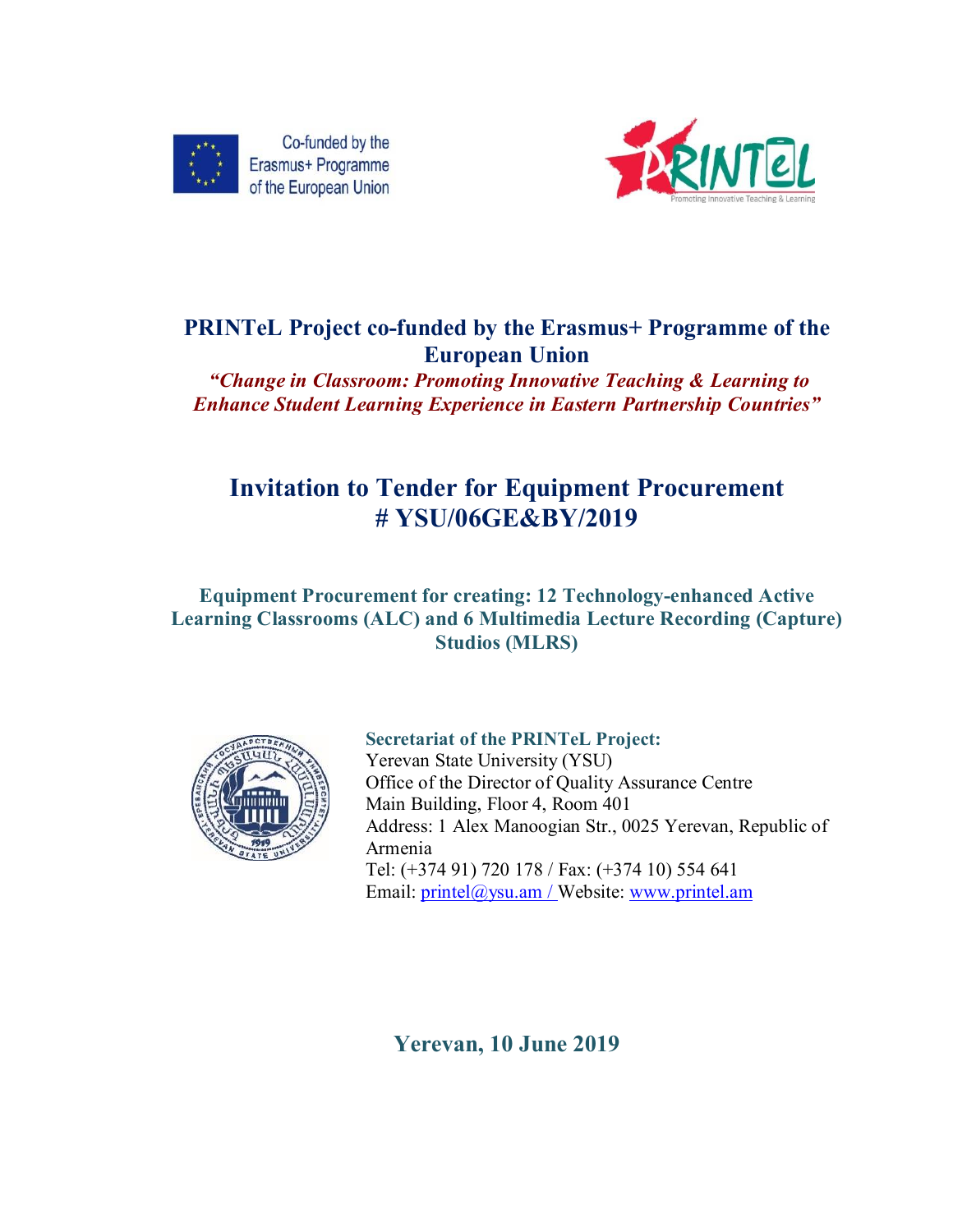Co-funded by the Erasmus+ Programme of the European Union

PRINTeL

Promoting Innovative Teaching & Learning

# PRINTeL Project co-funded by the Erasmus+ Programme of the European Union

***"Change in Classroom: Promoting Innovative Teaching & Learning to Enhance Student Learning Experience in Eastern Partnership Countries"***

# Invitation to Tender for Equipment Procurement # YSU/06GE&BY/2019

## Equipment Procurement for creating: 12 Technology-enhanced Active Learning Classrooms (ALC) and 6 Multimedia Lecture Recording (Capture) Studios (MLRS)

**Secretariat of the PRINTeL Project:**
Yerevan State University (YSU)
Office of the Director of Quality Assurance Centre
Main Building, Floor 4, Room 401
Address: 1 Alex Manoogian Str., 0025 Yerevan, Republic of Armenia
Tel: (+374 91) 720 178 / Fax: (+374 10) 554 641
Email: printel@ysu.am / Website: www.printel.am

**Yerevan, 10 June 2019**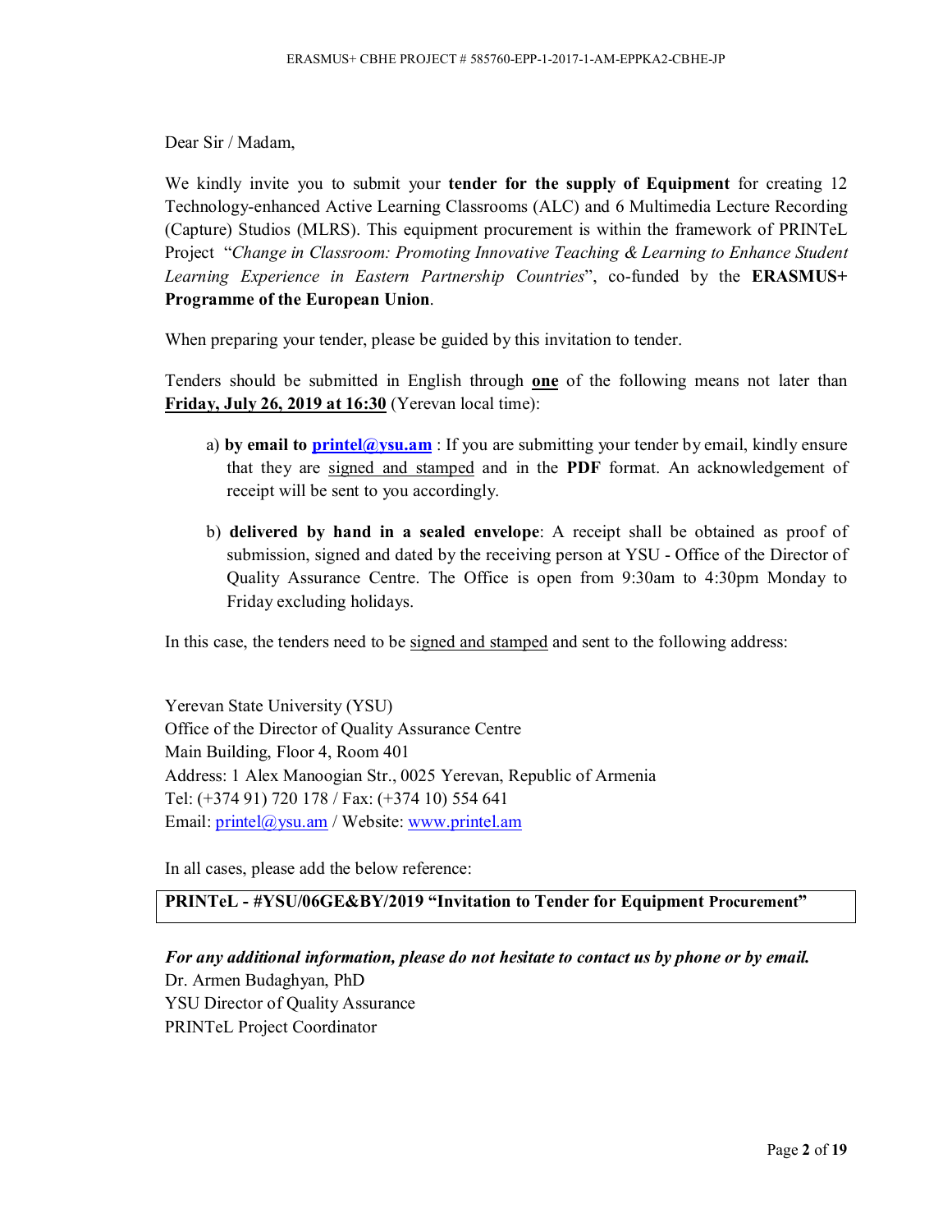Dear Sir / Madam,

We kindly invite you to submit your **tender for the supply of Equipment** for creating 12 Technology-enhanced Active Learning Classrooms (ALC) and 6 Multimedia Lecture Recording (Capture) Studios (MLRS). This equipment procurement is within the framework of PRINTeL Project "*Change in Classroom: Promoting Innovative Teaching & Learning to Enhance Student Learning Experience in Eastern Partnership Countries*", co-funded by the **ERASMUS+ Programme of the European Union**.

When preparing your tender, please be guided by this invitation to tender.

Tenders should be submitted in English through **one** of the following means not later than **Friday, July 26, 2019 at 16:30** (Yerevan local time):

a) **by email to printel@ysu.am** : If you are submitting your tender by email, kindly ensure that they are signed and stamped and in the **PDF** format. An acknowledgement of receipt will be sent to you accordingly.

b) **delivered by hand in a sealed envelope**: A receipt shall be obtained as proof of submission, signed and dated by the receiving person at YSU - Office of the Director of Quality Assurance Centre. The Office is open from 9:30am to 4:30pm Monday to Friday excluding holidays.

In this case, the tenders need to be signed and stamped and sent to the following address:

Yerevan State University (YSU)
Office of the Director of Quality Assurance Centre
Main Building, Floor 4, Room 401
Address: 1 Alex Manoogian Str., 0025 Yerevan, Republic of Armenia
Tel: (+374 91) 720 178 / Fax: (+374 10) 554 641
Email: printel@ysu.am / Website: www.printel.am

In all cases, please add the below reference:

**PRINTeL - #YSU/06GE&BY/2019 "Invitation to Tender for Equipment Procurement"**

***For any additional information, please do not hesitate to contact us by phone or by email.***
Dr. Armen Budaghyan, PhD
YSU Director of Quality Assurance
PRINTeL Project Coordinator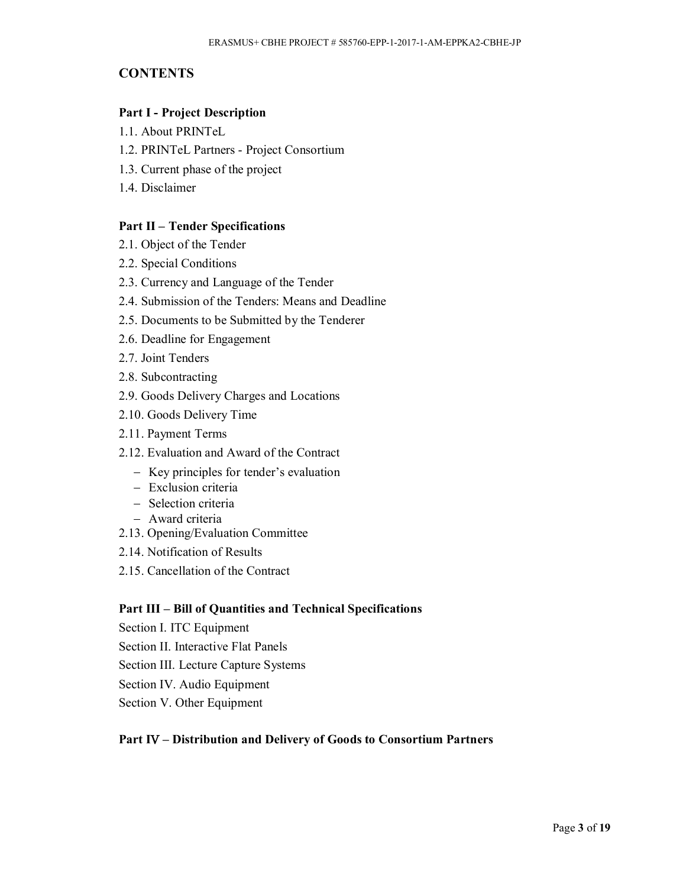# CONTENTS

### Part I - Project Description

1.1. About PRINTeL

1.2. PRINTeL Partners - Project Consortium

1.3. Current phase of the project

1.4. Disclaimer

### Part II – Tender Specifications

2.1. Object of the Tender

2.2. Special Conditions

2.3. Currency and Language of the Tender

2.4. Submission of the Tenders: Means and Deadline

2.5. Documents to be Submitted by the Tenderer

2.6. Deadline for Engagement

2.7. Joint Tenders

2.8. Subcontracting

2.9. Goods Delivery Charges and Locations

2.10. Goods Delivery Time

2.11. Payment Terms

2.12. Evaluation and Award of the Contract

- Key principles for tender's evaluation
- Exclusion criteria
- Selection criteria
- Award criteria

2.13. Opening/Evaluation Committee

2.14. Notification of Results

2.15. Cancellation of the Contract

### Part III – Bill of Quantities and Technical Specifications

Section I. ITC Equipment

Section II. Interactive Flat Panels

Section III. Lecture Capture Systems

Section IV. Audio Equipment

Section V. Other Equipment

### Part IV – Distribution and Delivery of Goods to Consortium Partners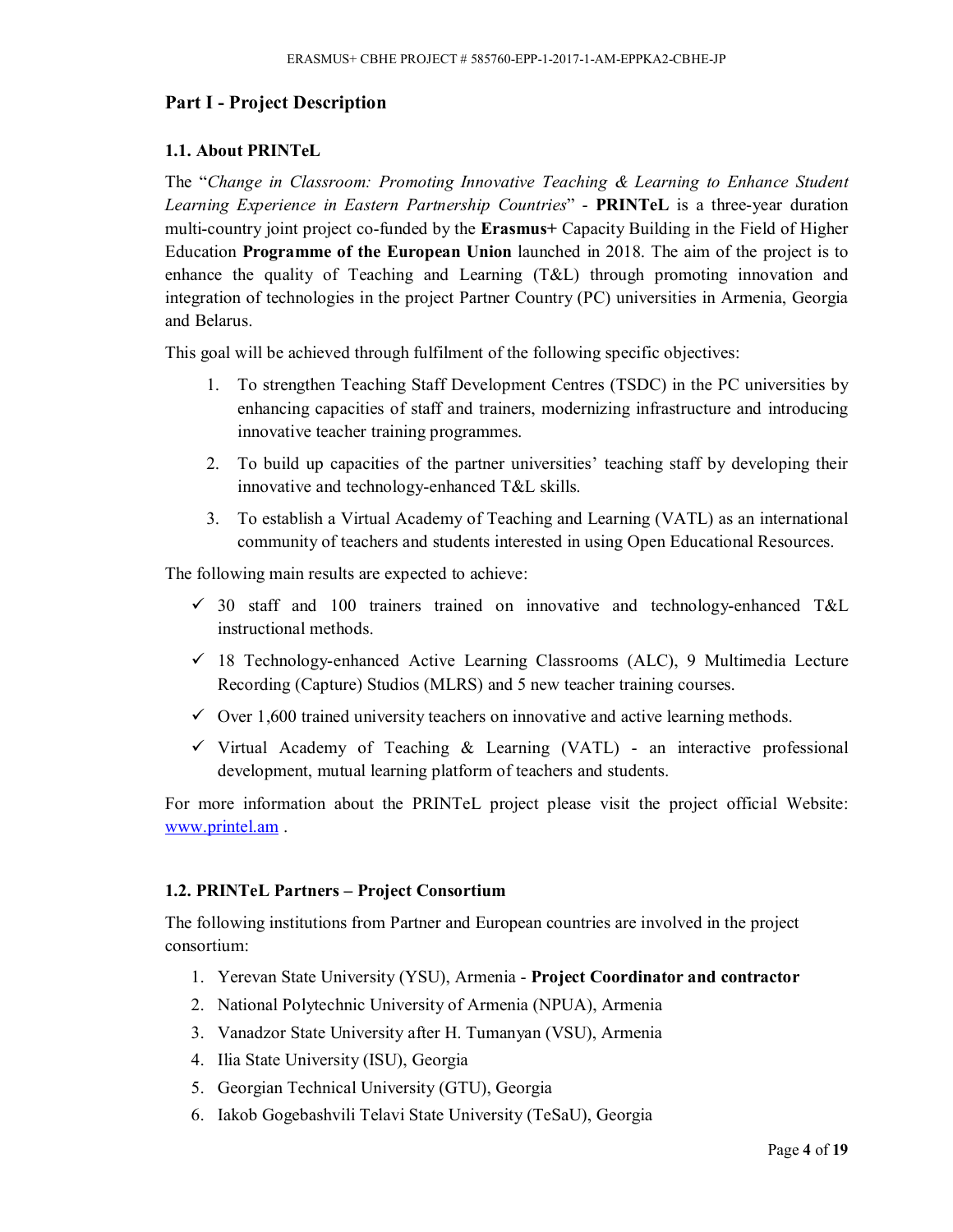## Part I - Project Description

### 1.1. About PRINTeL

The "*Change in Classroom: Promoting Innovative Teaching & Learning to Enhance Student Learning Experience in Eastern Partnership Countries*" - **PRINTeL** is a three-year duration multi-country joint project co-funded by the **Erasmus+** Capacity Building in the Field of Higher Education **Programme of the European Union** launched in 2018. The aim of the project is to enhance the quality of Teaching and Learning (T&L) through promoting innovation and integration of technologies in the project Partner Country (PC) universities in Armenia, Georgia and Belarus.

This goal will be achieved through fulfilment of the following specific objectives:

1. To strengthen Teaching Staff Development Centres (TSDC) in the PC universities by enhancing capacities of staff and trainers, modernizing infrastructure and introducing innovative teacher training programmes.
2. To build up capacities of the partner universities' teaching staff by developing their innovative and technology-enhanced T&L skills.
3. To establish a Virtual Academy of Teaching and Learning (VATL) as an international community of teachers and students interested in using Open Educational Resources.

The following main results are expected to achieve:

- ✓ 30 staff and 100 trainers trained on innovative and technology-enhanced T&L instructional methods.
- ✓ 18 Technology-enhanced Active Learning Classrooms (ALC), 9 Multimedia Lecture Recording (Capture) Studios (MLRS) and 5 new teacher training courses.
- ✓ Over 1,600 trained university teachers on innovative and active learning methods.
- ✓ Virtual Academy of Teaching & Learning (VATL) - an interactive professional development, mutual learning platform of teachers and students.

For more information about the PRINTeL project please visit the project official Website: [www.printel.am](http://www.printel.am) .

### 1.2. PRINTeL Partners – Project Consortium

The following institutions from Partner and European countries are involved in the project consortium:

1. Yerevan State University (YSU), Armenia - **Project Coordinator and contractor**
2. National Polytechnic University of Armenia (NPUA), Armenia
3. Vanadzor State University after H. Tumanyan (VSU), Armenia
4. Ilia State University (ISU), Georgia
5. Georgian Technical University (GTU), Georgia
6. Iakob Gogebashvili Telavi State University (TeSaU), Georgia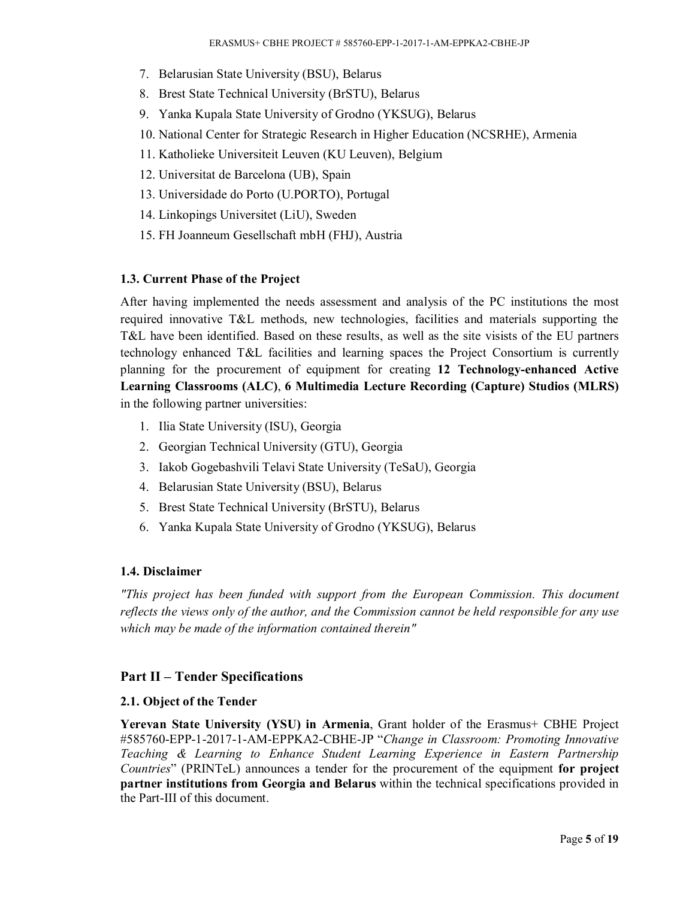7. Belarusian State University (BSU), Belarus
8. Brest State Technical University (BrSTU), Belarus
9. Yanka Kupala State University of Grodno (YKSUG), Belarus
10. National Center for Strategic Research in Higher Education (NCSRHE), Armenia
11. Katholieke Universiteit Leuven (KU Leuven), Belgium
12. Universitat de Barcelona (UB), Spain
13. Universidade do Porto (U.PORTO), Portugal
14. Linkopings Universitet (LiU), Sweden
15. FH Joanneum Gesellschaft mbH (FHJ), Austria

### 1.3. Current Phase of the Project

After having implemented the needs assessment and analysis of the PC institutions the most required innovative T&L methods, new technologies, facilities and materials supporting the T&L have been identified. Based on these results, as well as the site visits of the EU partners technology enhanced T&L facilities and learning spaces the Project Consortium is currently planning for the procurement of equipment for creating **12 Technology-enhanced Active Learning Classrooms (ALC)**, **6 Multimedia Lecture Recording (Capture) Studios (MLRS)** in the following partner universities:

1. Ilia State University (ISU), Georgia
2. Georgian Technical University (GTU), Georgia
3. Iakob Gogebashvili Telavi State University (TeSaU), Georgia
4. Belarusian State University (BSU), Belarus
5. Brest State Technical University (BrSTU), Belarus
6. Yanka Kupala State University of Grodno (YKSUG), Belarus

### 1.4. Disclaimer

*"This project has been funded with support from the European Commission. This document reflects the views only of the author, and the Commission cannot be held responsible for any use which may be made of the information contained therein"*

## Part II – Tender Specifications

### 2.1. Object of the Tender

**Yerevan State University (YSU) in Armenia**, Grant holder of the Erasmus+ CBHE Project #585760-EPP-1-2017-1-AM-EPPKA2-CBHE-JP "*Change in Classroom: Promoting Innovative Teaching & Learning to Enhance Student Learning Experience in Eastern Partnership Countries*" (PRINTeL) announces a tender for the procurement of the equipment **for project partner institutions from Georgia and Belarus** within the technical specifications provided in the Part-III of this document.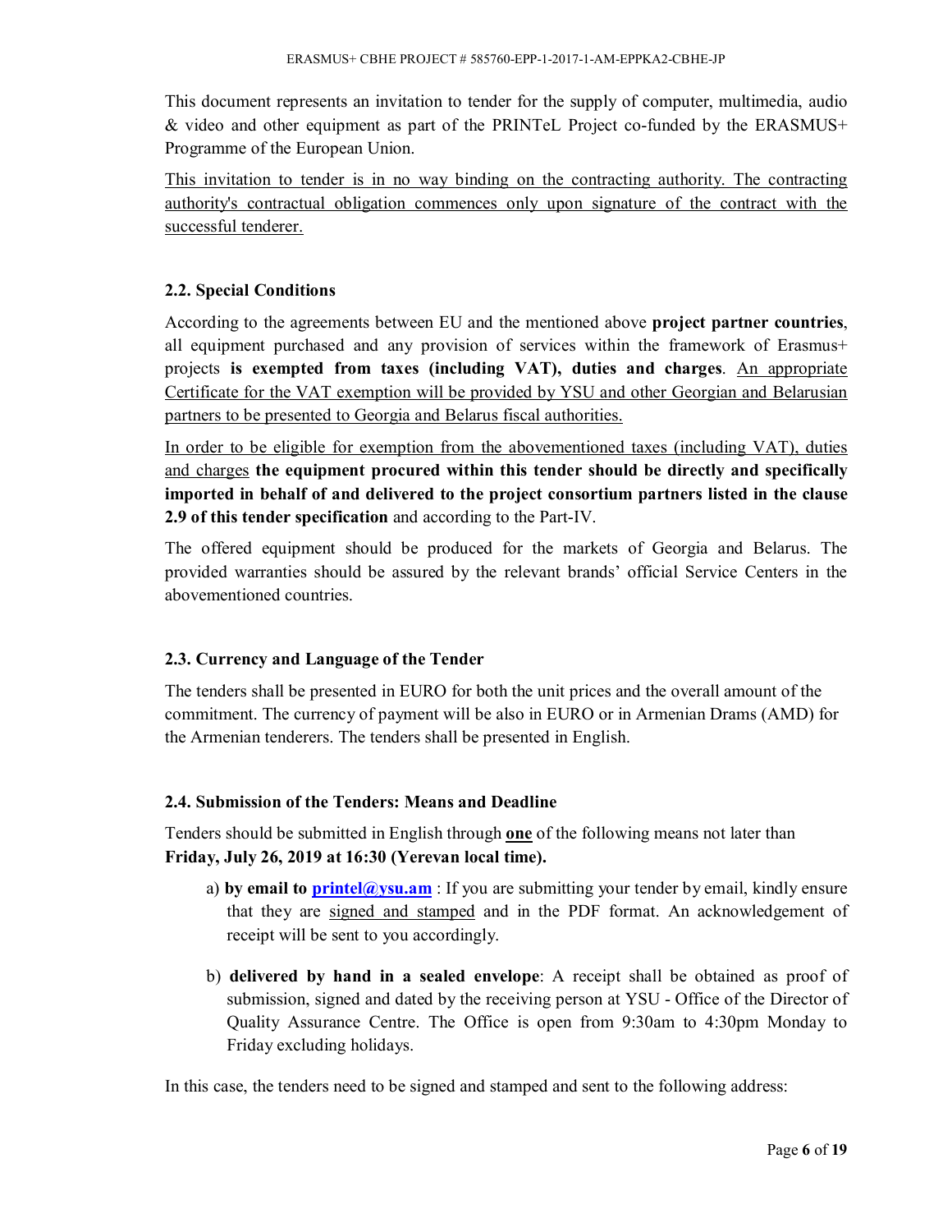This document represents an invitation to tender for the supply of computer, multimedia, audio & video and other equipment as part of the PRINTeL Project co-funded by the ERASMUS+ Programme of the European Union.

<u>This invitation to tender is in no way binding on the contracting authority. The contracting authority's contractual obligation commences only upon signature of the contract with the successful tenderer.</u>

### 2.2. Special Conditions

According to the agreements between EU and the mentioned above **project partner countries**, all equipment purchased and any provision of services within the framework of Erasmus+ projects **is exempted from taxes (including VAT), duties and charges**. <u>An appropriate Certificate for the VAT exemption will be provided by YSU and other Georgian and Belarusian partners to be presented to Georgia and Belarus fiscal authorities.</u>

<u>In order to be eligible for exemption from the abovementioned taxes (including VAT), duties and charges</u> **the equipment procured within this tender should be directly and specifically imported in behalf of and delivered to the project consortium partners listed in the clause 2.9 of this tender specification** and according to the Part-IV.

The offered equipment should be produced for the markets of Georgia and Belarus. The provided warranties should be assured by the relevant brands' official Service Centers in the abovementioned countries.

### 2.3. Currency and Language of the Tender

The tenders shall be presented in EURO for both the unit prices and the overall amount of the commitment. The currency of payment will be also in EURO or in Armenian Drams (AMD) for the Armenian tenderers. The tenders shall be presented in English.

### 2.4. Submission of the Tenders: Means and Deadline

Tenders should be submitted in English through **<u>one</u>** of the following means not later than **Friday, July 26, 2019 at 16:30 (Yerevan local time).**

a) **by email to [printel@ysu.am](mailto:printel@ysu.am)** : If you are submitting your tender by email, kindly ensure that they are <u>signed and stamped</u> and in the PDF format. An acknowledgement of receipt will be sent to you accordingly.

b) **delivered by hand in a sealed envelope**: A receipt shall be obtained as proof of submission, signed and dated by the receiving person at YSU - Office of the Director of Quality Assurance Centre. The Office is open from 9:30am to 4:30pm Monday to Friday excluding holidays.

In this case, the tenders need to be signed and stamped and sent to the following address: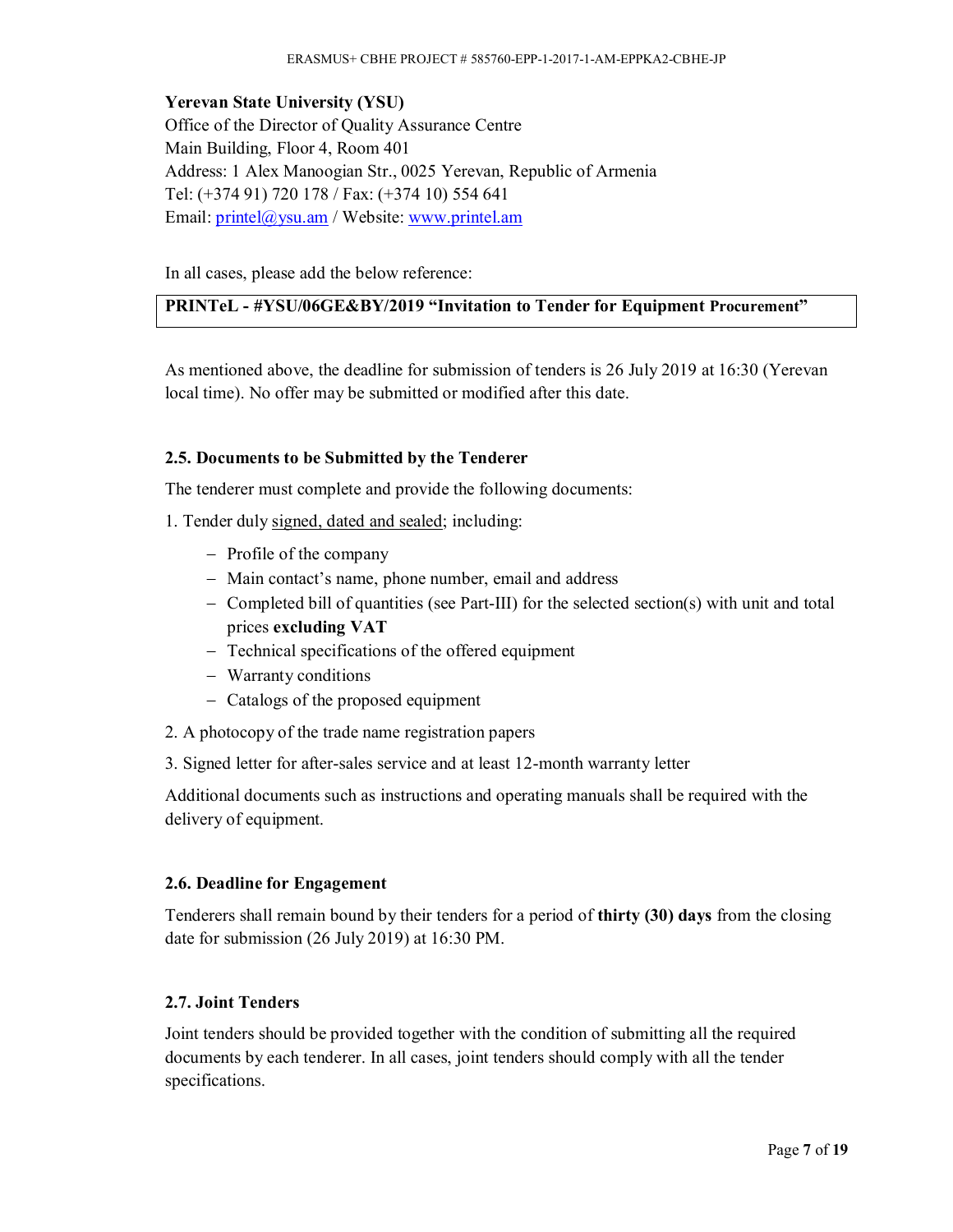**Yerevan State University (YSU)**
Office of the Director of Quality Assurance Centre
Main Building, Floor 4, Room 401
Address: 1 Alex Manoogian Str., 0025 Yerevan, Republic of Armenia
Tel: (+374 91) 720 178 / Fax: (+374 10) 554 641
Email: printel@ysu.am / Website: www.printel.am

In all cases, please add the below reference:

| **PRINTeL - #YSU/06GE&BY/2019 "Invitation to Tender for Equipment Procurement"** |
|---|

As mentioned above, the deadline for submission of tenders is 26 July 2019 at 16:30 (Yerevan local time). No offer may be submitted or modified after this date.

### 2.5. Documents to be Submitted by the Tenderer

The tenderer must complete and provide the following documents:

1. Tender duly signed, dated and sealed; including:
   - Profile of the company
   - Main contact's name, phone number, email and address
   - Completed bill of quantities (see Part-III) for the selected section(s) with unit and total prices **excluding VAT**
   - Technical specifications of the offered equipment
   - Warranty conditions
   - Catalogs of the proposed equipment
2. A photocopy of the trade name registration papers
3. Signed letter for after-sales service and at least 12-month warranty letter

Additional documents such as instructions and operating manuals shall be required with the delivery of equipment.

### 2.6. Deadline for Engagement

Tenderers shall remain bound by their tenders for a period of **thirty (30) days** from the closing date for submission (26 July 2019) at 16:30 PM.

### 2.7. Joint Tenders

Joint tenders should be provided together with the condition of submitting all the required documents by each tenderer. In all cases, joint tenders should comply with all the tender specifications.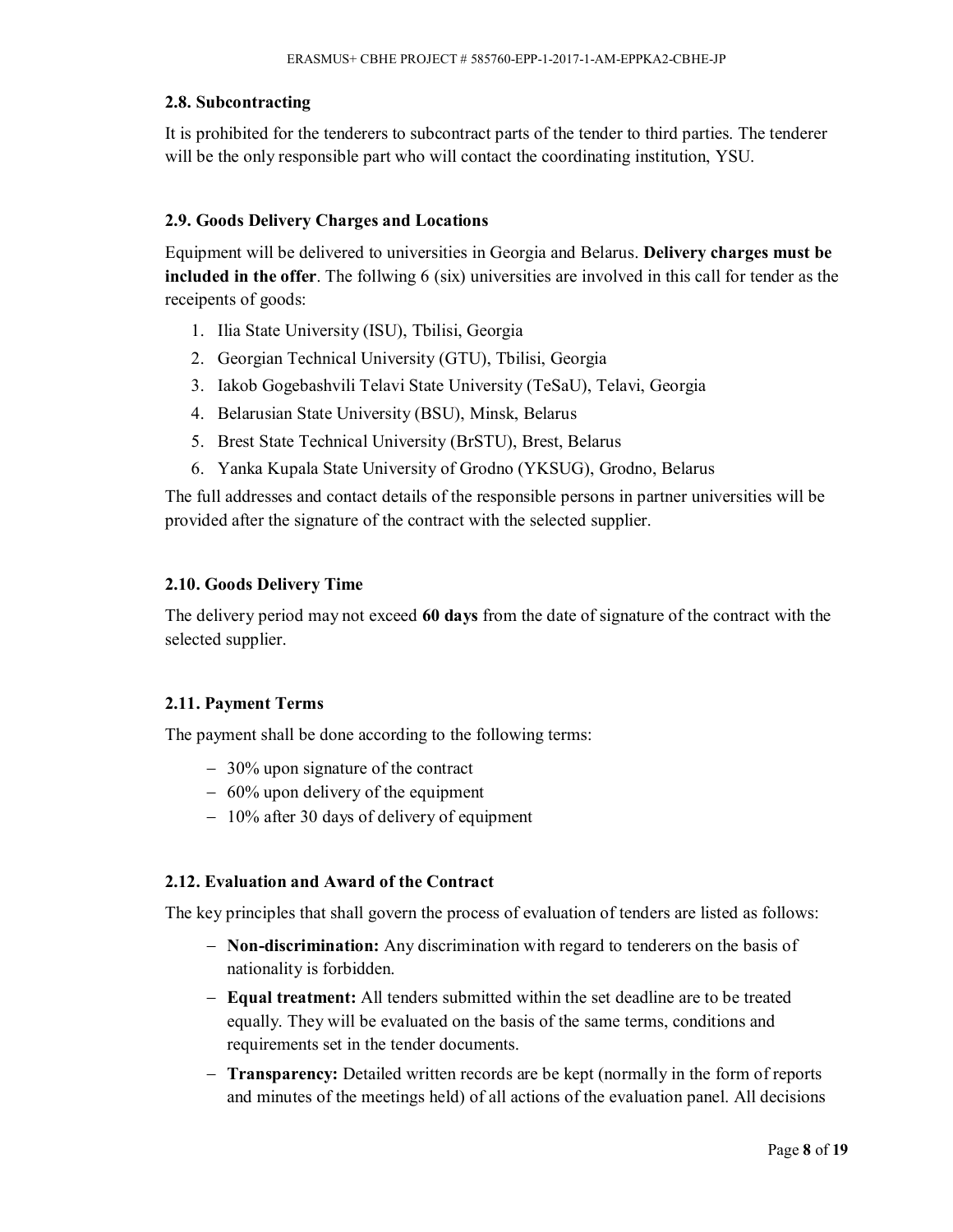### 2.8. Subcontracting

It is prohibited for the tenderers to subcontract parts of the tender to third parties. The tenderer will be the only responsible part who will contact the coordinating institution, YSU.

### 2.9. Goods Delivery Charges and Locations

Equipment will be delivered to universities in Georgia and Belarus. **Delivery charges must be included in the offer**. The follwing 6 (six) universities are involved in this call for tender as the receipents of goods:

1. Ilia State University (ISU), Tbilisi, Georgia
2. Georgian Technical University (GTU), Tbilisi, Georgia
3. Iakob Gogebashvili Telavi State University (TeSaU), Telavi, Georgia
4. Belarusian State University (BSU), Minsk, Belarus
5. Brest State Technical University (BrSTU), Brest, Belarus
6. Yanka Kupala State University of Grodno (YKSUG), Grodno, Belarus

The full addresses and contact details of the responsible persons in partner universities will be provided after the signature of the contract with the selected supplier.

### 2.10. Goods Delivery Time

The delivery period may not exceed **60 days** from the date of signature of the contract with the selected supplier.

### 2.11. Payment Terms

The payment shall be done according to the following terms:

- 30% upon signature of the contract
- 60% upon delivery of the equipment
- 10% after 30 days of delivery of equipment

### 2.12. Evaluation and Award of the Contract

The key principles that shall govern the process of evaluation of tenders are listed as follows:

- **Non-discrimination:** Any discrimination with regard to tenderers on the basis of nationality is forbidden.
- **Equal treatment:** All tenders submitted within the set deadline are to be treated equally. They will be evaluated on the basis of the same terms, conditions and requirements set in the tender documents.
- **Transparency:** Detailed written records are be kept (normally in the form of reports and minutes of the meetings held) of all actions of the evaluation panel. All decisions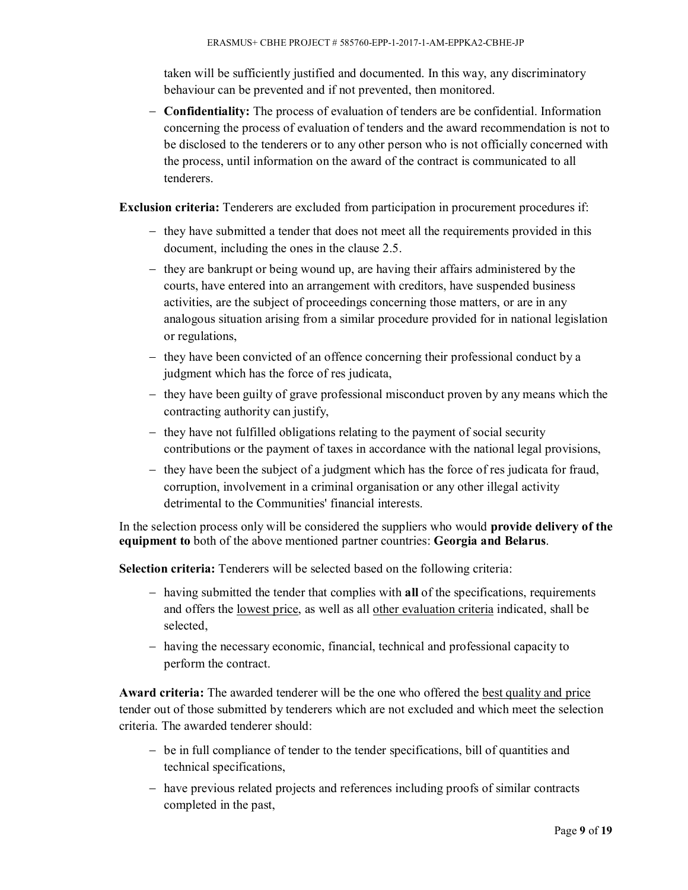taken will be sufficiently justified and documented. In this way, any discriminatory behaviour can be prevented and if not prevented, then monitored.

- **Confidentiality:** The process of evaluation of tenders are be confidential. Information concerning the process of evaluation of tenders and the award recommendation is not to be disclosed to the tenderers or to any other person who is not officially concerned with the process, until information on the award of the contract is communicated to all tenderers.

**Exclusion criteria:** Tenderers are excluded from participation in procurement procedures if:

- they have submitted a tender that does not meet all the requirements provided in this document, including the ones in the clause 2.5.
- they are bankrupt or being wound up, are having their affairs administered by the courts, have entered into an arrangement with creditors, have suspended business activities, are the subject of proceedings concerning those matters, or are in any analogous situation arising from a similar procedure provided for in national legislation or regulations,
- they have been convicted of an offence concerning their professional conduct by a judgment which has the force of res judicata,
- they have been guilty of grave professional misconduct proven by any means which the contracting authority can justify,
- they have not fulfilled obligations relating to the payment of social security contributions or the payment of taxes in accordance with the national legal provisions,
- they have been the subject of a judgment which has the force of res judicata for fraud, corruption, involvement in a criminal organisation or any other illegal activity detrimental to the Communities' financial interests.

In the selection process only will be considered the suppliers who would **provide delivery of the equipment to** both of the above mentioned partner countries: **Georgia and Belarus**.

**Selection criteria:** Tenderers will be selected based on the following criteria:

- having submitted the tender that complies with **all** of the specifications, requirements and offers the <u>lowest price</u>, as well as all <u>other evaluation criteria</u> indicated, shall be selected,
- having the necessary economic, financial, technical and professional capacity to perform the contract.

**Award criteria:** The awarded tenderer will be the one who offered the <u>best quality and price</u> tender out of those submitted by tenderers which are not excluded and which meet the selection criteria. The awarded tenderer should:

- be in full compliance of tender to the tender specifications, bill of quantities and technical specifications,
- have previous related projects and references including proofs of similar contracts completed in the past,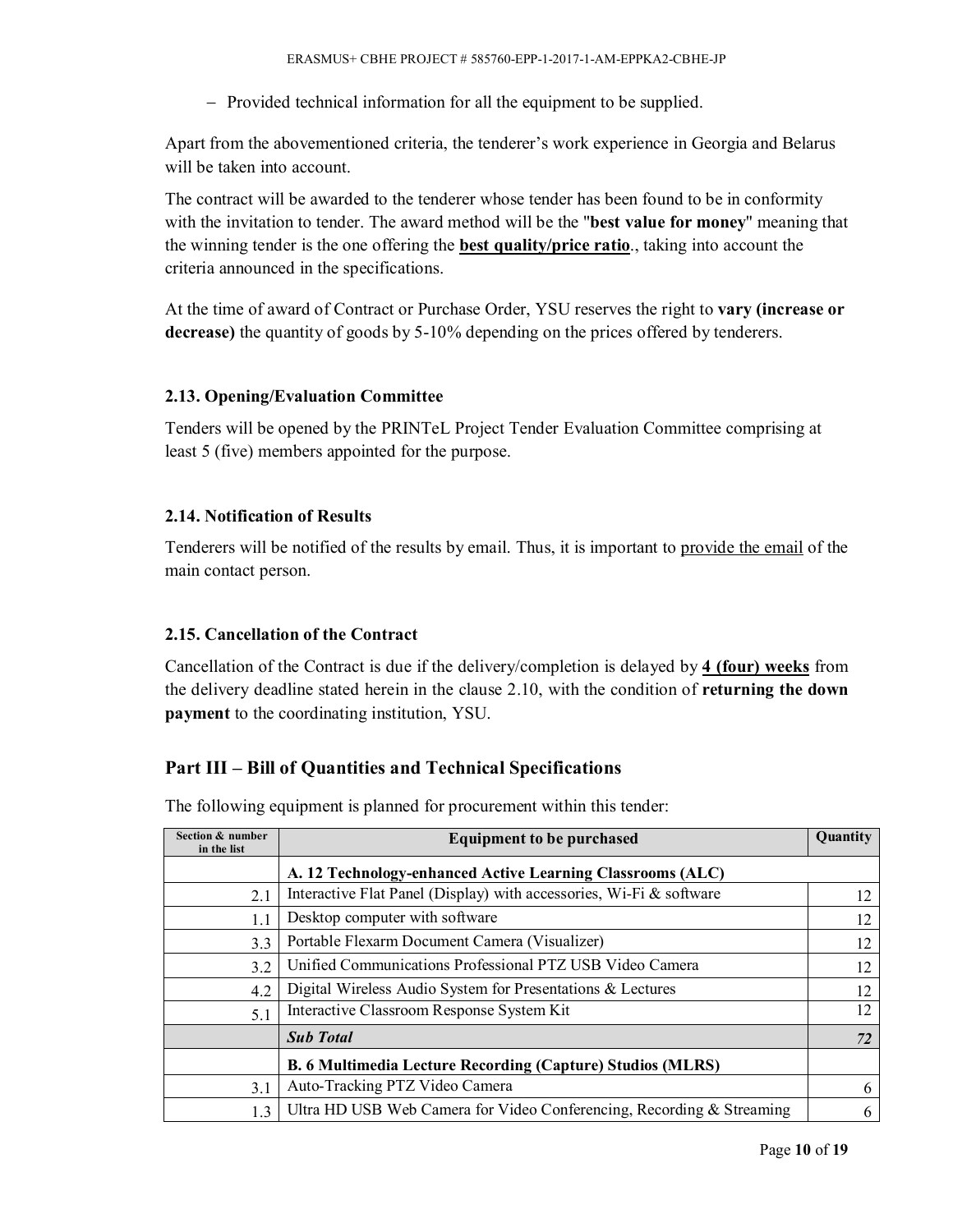- Provided technical information for all the equipment to be supplied.

Apart from the abovementioned criteria, the tenderer's work experience in Georgia and Belarus will be taken into account.

The contract will be awarded to the tenderer whose tender has been found to be in conformity with the invitation to tender. The award method will be the "**best value for money**" meaning that the winning tender is the one offering the **best quality/price ratio**., taking into account the criteria announced in the specifications.

At the time of award of Contract or Purchase Order, YSU reserves the right to **vary (increase or decrease)** the quantity of goods by 5-10% depending on the prices offered by tenderers.

### 2.13. Opening/Evaluation Committee

Tenders will be opened by the PRINTeL Project Tender Evaluation Committee comprising at least 5 (five) members appointed for the purpose.

### 2.14. Notification of Results

Tenderers will be notified of the results by email. Thus, it is important to provide the email of the main contact person.

### 2.15. Cancellation of the Contract

Cancellation of the Contract is due if the delivery/completion is delayed by **4 (four) weeks** from the delivery deadline stated herein in the clause 2.10, with the condition of **returning the down payment** to the coordinating institution, YSU.

## Part III – Bill of Quantities and Technical Specifications

The following equipment is planned for procurement within this tender:

| Section & number in the list | Equipment to be purchased | Quantity |
|---|---|---|
| | **A. 12 Technology-enhanced Active Learning Classrooms (ALC)** | |
| 2.1 | Interactive Flat Panel (Display) with accessories, Wi-Fi & software | 12 |
| 1.1 | Desktop computer with software | 12 |
| 3.3 | Portable Flexarm Document Camera (Visualizer) | 12 |
| 3.2 | Unified Communications Professional PTZ USB Video Camera | 12 |
| 4.2 | Digital Wireless Audio System for Presentations & Lectures | 12 |
| 5.1 | Interactive Classroom Response System Kit | 12 |
| | ***Sub Total*** | ***72*** |
| | **B. 6 Multimedia Lecture Recording (Capture) Studios (MLRS)** | |
| 3.1 | Auto-Tracking PTZ Video Camera | 6 |
| 1.3 | Ultra HD USB Web Camera for Video Conferencing, Recording & Streaming | 6 |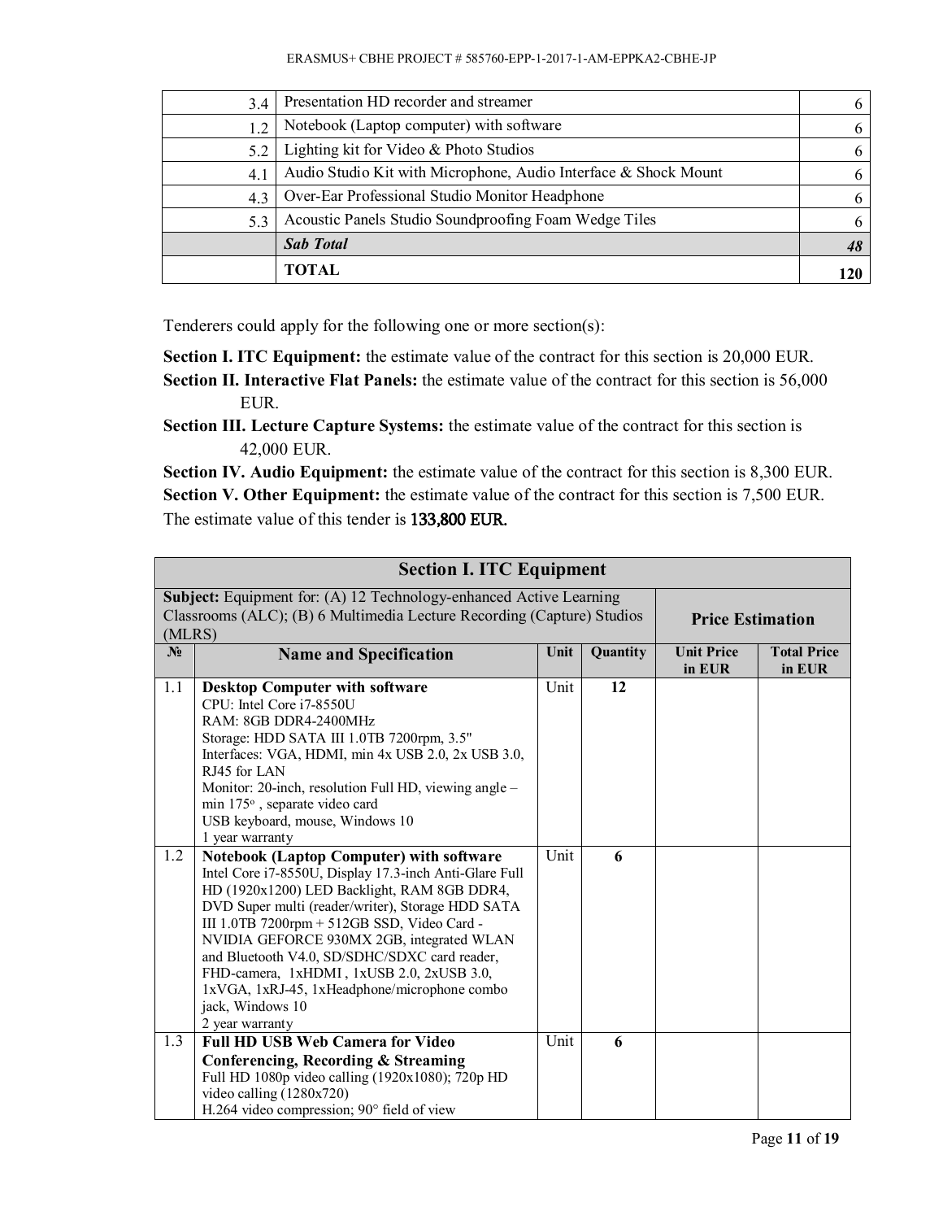| | | |
|---|---|---|
| 3.4 | Presentation HD recorder and streamer | 6 |
| 1.2 | Notebook (Laptop computer) with software | 6 |
| 5.2 | Lighting kit for Video & Photo Studios | 6 |
| 4.1 | Audio Studio Kit with Microphone, Audio Interface & Shock Mount | 6 |
| 4.3 | Over-Ear Professional Studio Monitor Headphone | 6 |
| 5.3 | Acoustic Panels Studio Soundproofing Foam Wedge Tiles | 6 |
| | ***Sab Total*** | ***48*** |
| | **TOTAL** | **120** |

Tenderers could apply for the following one or more section(s):

**Section I. ITC Equipment:** the estimate value of the contract for this section is 20,000 EUR.

**Section II. Interactive Flat Panels:** the estimate value of the contract for this section is 56,000 EUR.

**Section III. Lecture Capture Systems:** the estimate value of the contract for this section is 42,000 EUR.

**Section IV. Audio Equipment:** the estimate value of the contract for this section is 8,300 EUR.

**Section V. Other Equipment:** the estimate value of the contract for this section is 7,500 EUR.

The estimate value of this tender is 133,800 EUR.

| **Section I. ITC Equipment** | | | | | |
|---|---|---|---|---|---|
| **Subject:** Equipment for: (A) 12 Technology-enhanced Active Learning Classrooms (ALC); (B) 6 Multimedia Lecture Recording (Capture) Studios (MLRS) | | | | **Price Estimation** | |
| **№** | **Name and Specification** | **Unit** | **Quantity** | **Unit Price in EUR** | **Total Price in EUR** |
| 1.1 | **Desktop Computer with software**<br>CPU: Intel Core i7-8550U<br>RAM: 8GB DDR4-2400MHz<br>Storage: HDD SATA III 1.0TB 7200rpm, 3.5"<br>Interfaces: VGA, HDMI, min 4x USB 2.0, 2x USB 3.0, RJ45 for LAN<br>Monitor: 20-inch, resolution Full HD, viewing angle – min 175°, separate video card<br>USB keyboard, mouse, Windows 10<br>1 year warranty | Unit | **12** | | |
| 1.2 | **Notebook (Laptop Computer) with software**<br>Intel Core i7-8550U, Display 17.3-inch Anti-Glare Full HD (1920x1200) LED Backlight, RAM 8GB DDR4, DVD Super multi (reader/writer), Storage HDD SATA III 1.0TB 7200rpm + 512GB SSD, Video Card - NVIDIA GEFORCE 930MX 2GB, integrated WLAN and Bluetooth V4.0, SD/SDHC/SDXC card reader, FHD-camera, 1xHDMI, 1xUSB 2.0, 2xUSB 3.0, 1xVGA, 1xRJ-45, 1xHeadphone/microphone combo jack, Windows 10<br>2 year warranty | Unit | **6** | | |
| 1.3 | **Full HD USB Web Camera for Video Conferencing, Recording & Streaming**<br>Full HD 1080p video calling (1920x1080); 720p HD video calling (1280x720)<br>H.264 video compression; 90° field of view | Unit | **6** | | |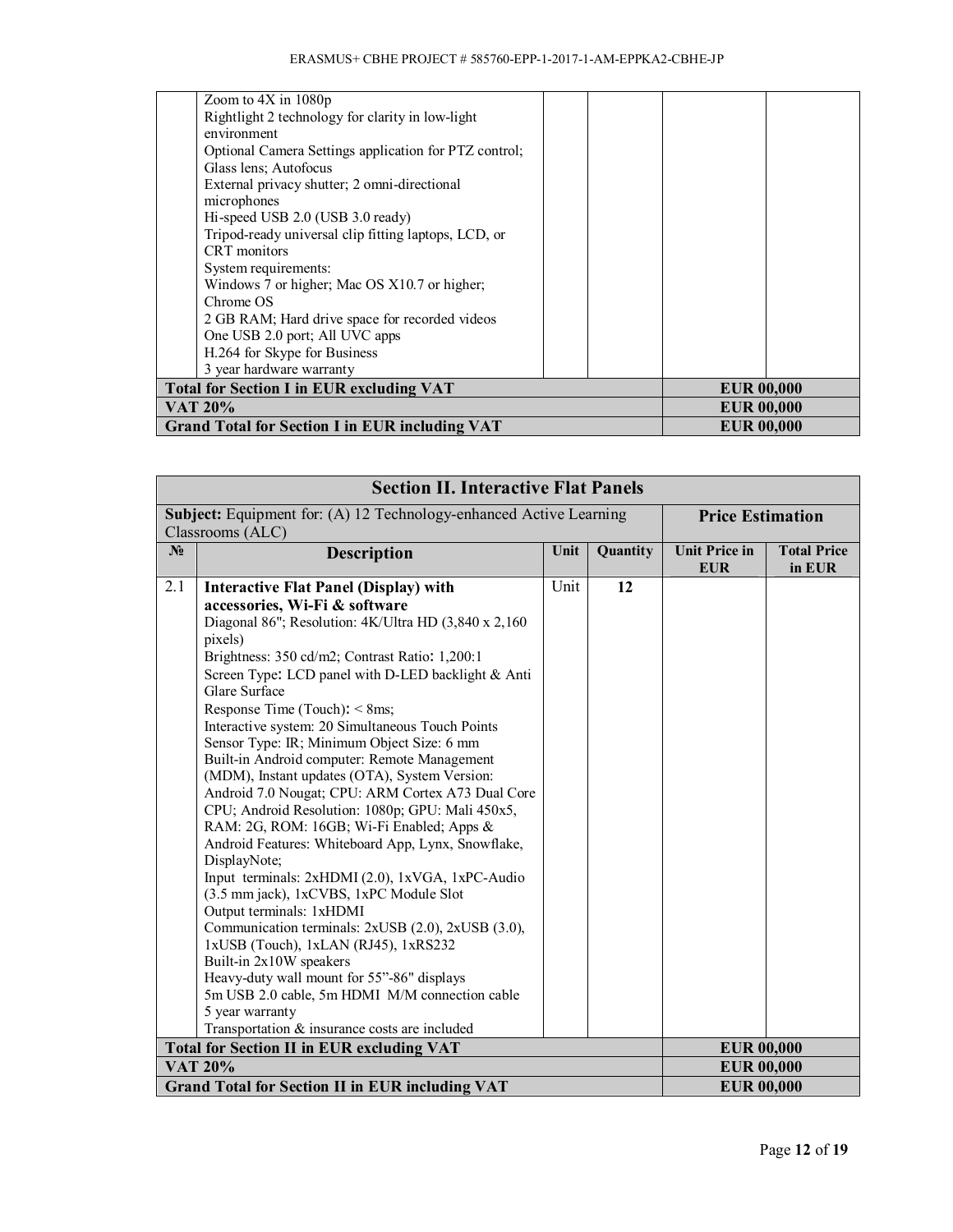| | | | | | |
|---|---|---|---|---|---|
| | Zoom to 4X in 1080p<br>Rightlight 2 technology for clarity in low-light environment<br>Optional Camera Settings application for PTZ control; Glass lens; Autofocus<br>External privacy shutter; 2 omni-directional microphones<br>Hi-speed USB 2.0 (USB 3.0 ready)<br>Tripod-ready universal clip fitting laptops, LCD, or CRT monitors<br>System requirements:<br>Windows 7 or higher; Mac OS X10.7 or higher; Chrome OS<br>2 GB RAM; Hard drive space for recorded videos<br>One USB 2.0 port; All UVC apps<br>H.264 for Skype for Business<br>3 year hardware warranty | | | | |
| **Total for Section I in EUR excluding VAT** | | | | **EUR 00,000** | |
| **VAT 20%** | | | | **EUR 00,000** | |
| **Grand Total for Section I in EUR including VAT** | | | | **EUR 00,000** | |

| **Section II. Interactive Flat Panels** | | | | | |
|---|---|---|---|---|---|
| **Subject:** Equipment for: (A) 12 Technology-enhanced Active Learning Classrooms (ALC) | | | | **Price Estimation** | |
| **№** | **Description** | **Unit** | **Quantity** | **Unit Price in EUR** | **Total Price in EUR** |
| 2.1 | **Interactive Flat Panel (Display) with accessories, Wi-Fi & software**<br>Diagonal 86"; Resolution: 4K/Ultra HD (3,840 x 2,160 pixels)<br>Brightness: 350 cd/m2; Contrast Ratio: 1,200:1<br>Screen Type: LCD panel with D-LED backlight & Anti Glare Surface<br>Response Time (Touch): < 8ms;<br>Interactive system: 20 Simultaneous Touch Points<br>Sensor Type: IR; Minimum Object Size: 6 mm<br>Built-in Android computer: Remote Management (MDM), Instant updates (OTA), System Version: Android 7.0 Nougat; CPU: ARM Cortex A73 Dual Core CPU; Android Resolution: 1080p; GPU: Mali 450x5, RAM: 2G, ROM: 16GB; Wi-Fi Enabled; Apps & Android Features: Whiteboard App, Lynx, Snowflake, DisplayNote;<br>Input terminals: 2xHDMI (2.0), 1xVGA, 1xPC-Audio (3.5 mm jack), 1xCVBS, 1xPC Module Slot<br>Output terminals: 1xHDMI<br>Communication terminals: 2xUSB (2.0), 2xUSB (3.0), 1xUSB (Touch), 1xLAN (RJ45), 1xRS232<br>Built-in 2x10W speakers<br>Heavy-duty wall mount for 55"-86" displays<br>5m USB 2.0 cable, 5m HDMI M/M connection cable<br>5 year warranty<br>Transportation & insurance costs are included | Unit | **12** | | |
| **Total for Section II in EUR excluding VAT** | | | | **EUR 00,000** | |
| **VAT 20%** | | | | **EUR 00,000** | |
| **Grand Total for Section II in EUR including VAT** | | | | **EUR 00,000** | |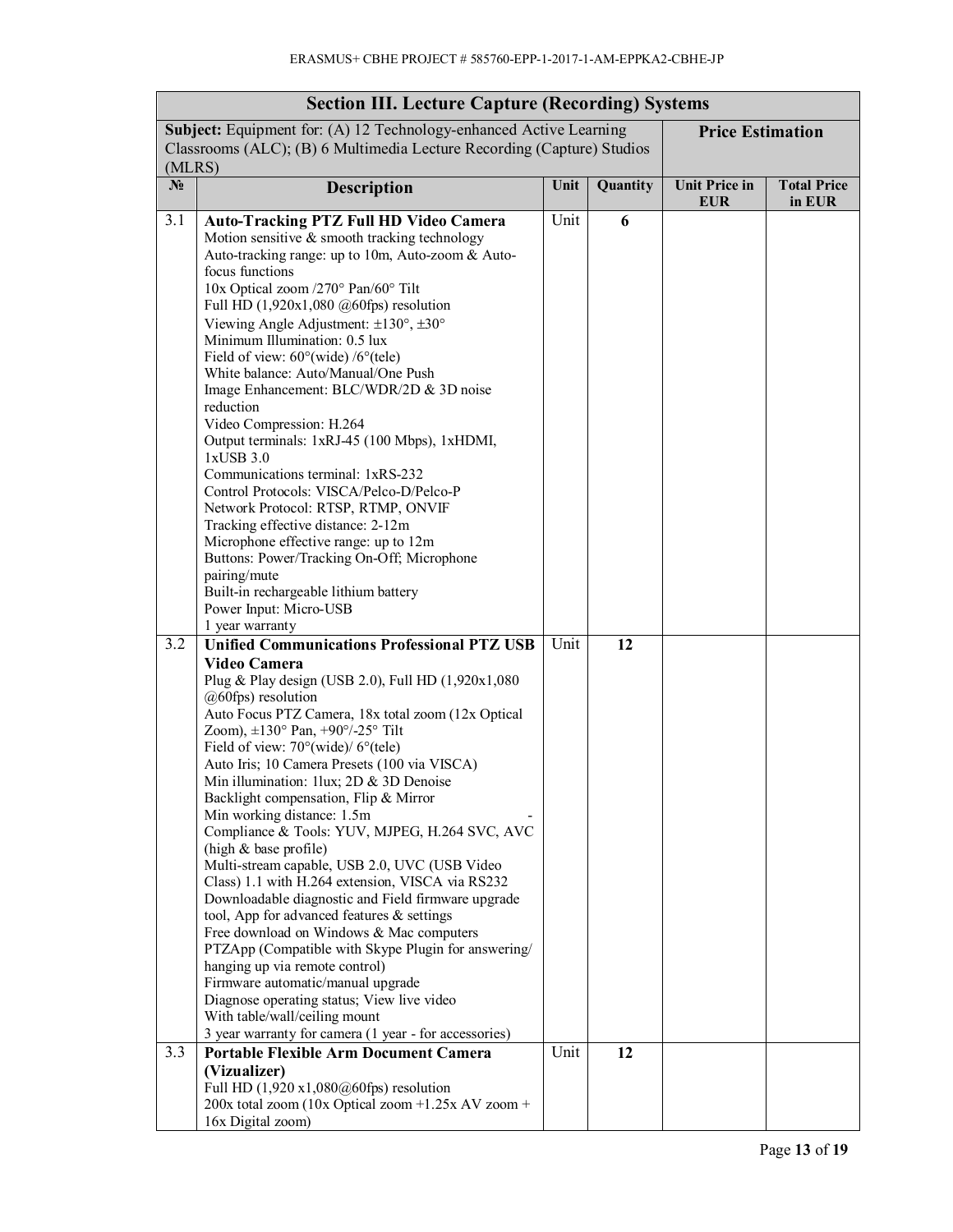| Section III. Lecture Capture (Recording) Systems | | | | | |
|---|---|---|---|---|---|
| **Subject:** Equipment for: (A) 12 Technology-enhanced Active Learning Classrooms (ALC); (B) 6 Multimedia Lecture Recording (Capture) Studios (MLRS) | | | | **Price Estimation** | |
| **№** | **Description** | **Unit** | **Quantity** | **Unit Price in EUR** | **Total Price in EUR** |
| 3.1 | **Auto-Tracking PTZ Full HD Video Camera**<br>Motion sensitive & smooth tracking technology<br>Auto-tracking range: up to 10m, Auto-zoom & Auto-focus functions<br>10x Optical zoom /270° Pan/60° Tilt<br>Full HD (1,920x1,080 @60fps) resolution<br>Viewing Angle Adjustment: ±130°, ±30°<br>Minimum Illumination: 0.5 lux<br>Field of view: 60°(wide) /6°(tele)<br>White balance: Auto/Manual/One Push<br>Image Enhancement: BLC/WDR/2D & 3D noise reduction<br>Video Compression: H.264<br>Output terminals: 1xRJ-45 (100 Mbps), 1xHDMI, 1xUSB 3.0<br>Communications terminal: 1xRS-232<br>Control Protocols: VISCA/Pelco-D/Pelco-P<br>Network Protocol: RTSP, RTMP, ONVIF<br>Tracking effective distance: 2-12m<br>Microphone effective range: up to 12m<br>Buttons: Power/Tracking On-Off; Microphone pairing/mute<br>Built-in rechargeable lithium battery<br>Power Input: Micro-USB<br>1 year warranty | Unit | **6** | | |
| 3.2 | **Unified Communications Professional PTZ USB Video Camera**<br>Plug & Play design (USB 2.0), Full HD (1,920x1,080 @60fps) resolution<br>Auto Focus PTZ Camera, 18x total zoom (12x Optical Zoom), ±130° Pan, +90°/-25° Tilt<br>Field of view: 70°(wide)/ 6°(tele)<br>Auto Iris; 10 Camera Presets (100 via VISCA)<br>Min illumination: 1lux; 2D & 3D Denoise<br>Backlight compensation, Flip & Mirror<br>Min working distance: 1.5m -<br>Compliance & Tools: YUV, MJPEG, H.264 SVC, AVC (high & base profile)<br>Multi-stream capable, USB 2.0, UVC (USB Video Class) 1.1 with H.264 extension, VISCA via RS232<br>Downloadable diagnostic and Field firmware upgrade tool, App for advanced features & settings<br>Free download on Windows & Mac computers<br>PTZApp (Compatible with Skype Plugin for answering/ hanging up via remote control)<br>Firmware automatic/manual upgrade<br>Diagnose operating status; View live video<br>With table/wall/ceiling mount<br>3 year warranty for camera (1 year - for accessories) | Unit | **12** | | |
| 3.3 | **Portable Flexible Arm Document Camera (Vizualizer)**<br>Full HD (1,920 x1,080@60fps) resolution<br>200x total zoom (10x Optical zoom +1.25x AV zoom + 16x Digital zoom) | Unit | **12** | | |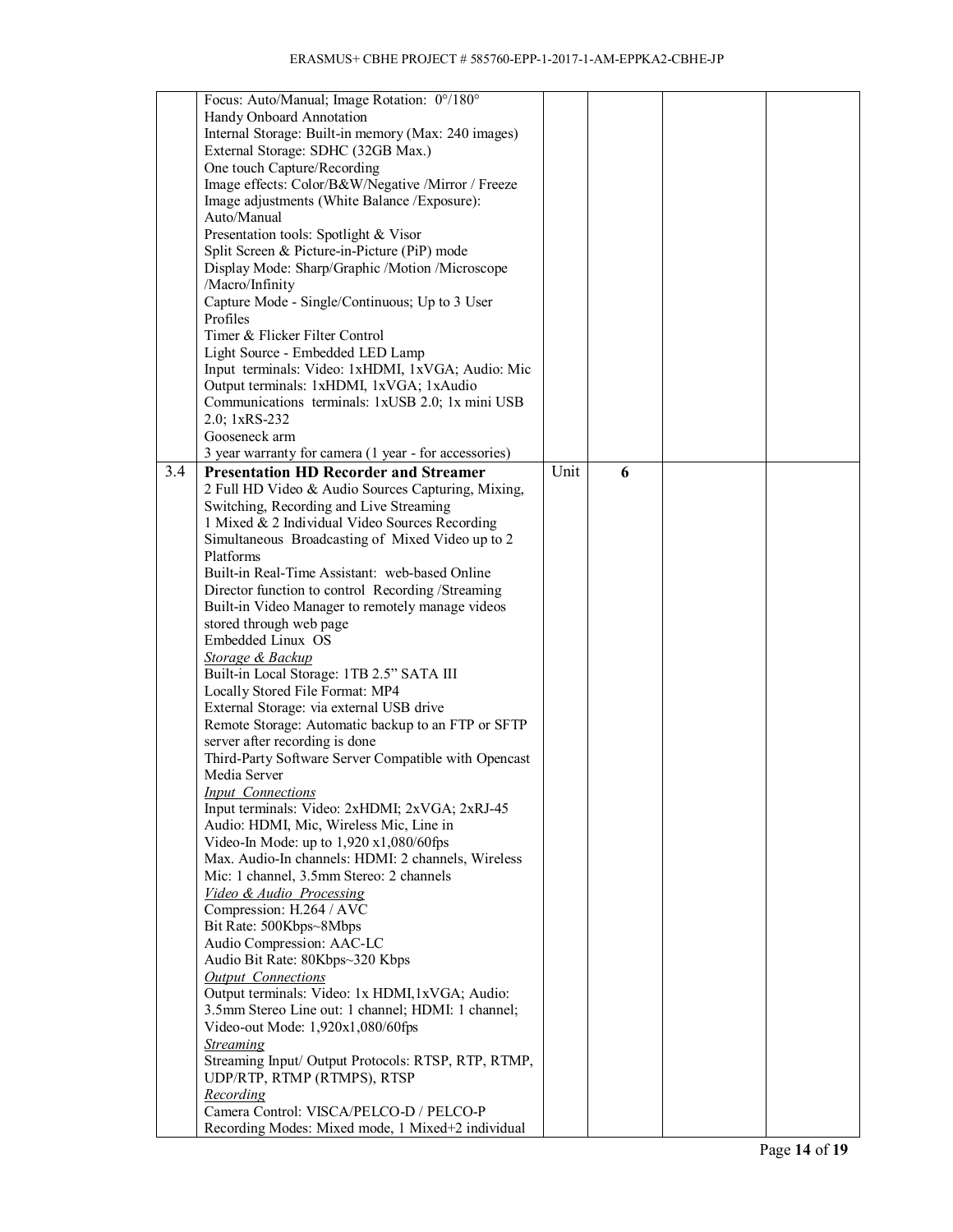| | | | | | |
|---|---|---|---|---|---|
| | Focus: Auto/Manual; Image Rotation: 0°/180°<br>Handy Onboard Annotation<br>Internal Storage: Built-in memory (Max: 240 images)<br>External Storage: SDHC (32GB Max.)<br>One touch Capture/Recording<br>Image effects: Color/B&W/Negative /Mirror / Freeze<br>Image adjustments (White Balance /Exposure): Auto/Manual<br>Presentation tools: Spotlight & Visor<br>Split Screen & Picture-in-Picture (PiP) mode<br>Display Mode: Sharp/Graphic /Motion /Microscope /Macro/Infinity<br>Capture Mode - Single/Continuous; Up to 3 User Profiles<br>Timer & Flicker Filter Control<br>Light Source - Embedded LED Lamp<br>Input terminals: Video: 1xHDMI, 1xVGA; Audio: Mic<br>Output terminals: 1xHDMI, 1xVGA; 1xAudio<br>Communications terminals: 1xUSB 2.0; 1x mini USB 2.0; 1xRS-232<br>Gooseneck arm<br>3 year warranty for camera (1 year - for accessories) | | | | |
| 3.4 | **Presentation HD Recorder and Streamer**<br>2 Full HD Video & Audio Sources Capturing, Mixing, Switching, Recording and Live Streaming<br>1 Mixed & 2 Individual Video Sources Recording<br>Simultaneous Broadcasting of Mixed Video up to 2 Platforms<br>Built-in Real-Time Assistant: web-based Online Director function to control Recording /Streaming<br>Built-in Video Manager to remotely manage videos stored through web page<br>Embedded Linux OS<br>*Storage & Backup*<br>Built-in Local Storage: 1TB 2.5" SATA III<br>Locally Stored File Format: MP4<br>External Storage: via external USB drive<br>Remote Storage: Automatic backup to an FTP or SFTP server after recording is done<br>Third-Party Software Server Compatible with Opencast Media Server<br>*Input Connections*<br>Input terminals: Video: 2xHDMI; 2xVGA; 2xRJ-45<br>Audio: HDMI, Mic, Wireless Mic, Line in<br>Video-In Mode: up to 1,920 x1,080/60fps<br>Max. Audio-In channels: HDMI: 2 channels, Wireless Mic: 1 channel, 3.5mm Stereo: 2 channels<br>*Video & Audio Processing*<br>Compression: H.264 / AVC<br>Bit Rate: 500Kbps~8Mbps<br>Audio Compression: AAC-LC<br>Audio Bit Rate: 80Kbps~320 Kbps<br>*Output Connections*<br>Output terminals: Video: 1x HDMI,1xVGA; Audio: 3.5mm Stereo Line out: 1 channel; HDMI: 1 channel;<br>Video-out Mode: 1,920x1,080/60fps<br>*Streaming*<br>Streaming Input/ Output Protocols: RTSP, RTP, RTMP, UDP/RTP, RTMP (RTMPS), RTSP<br>*Recording*<br>Camera Control: VISCA/PELCO-D / PELCO-P<br>Recording Modes: Mixed mode, 1 Mixed+2 individual | Unit | **6** | | |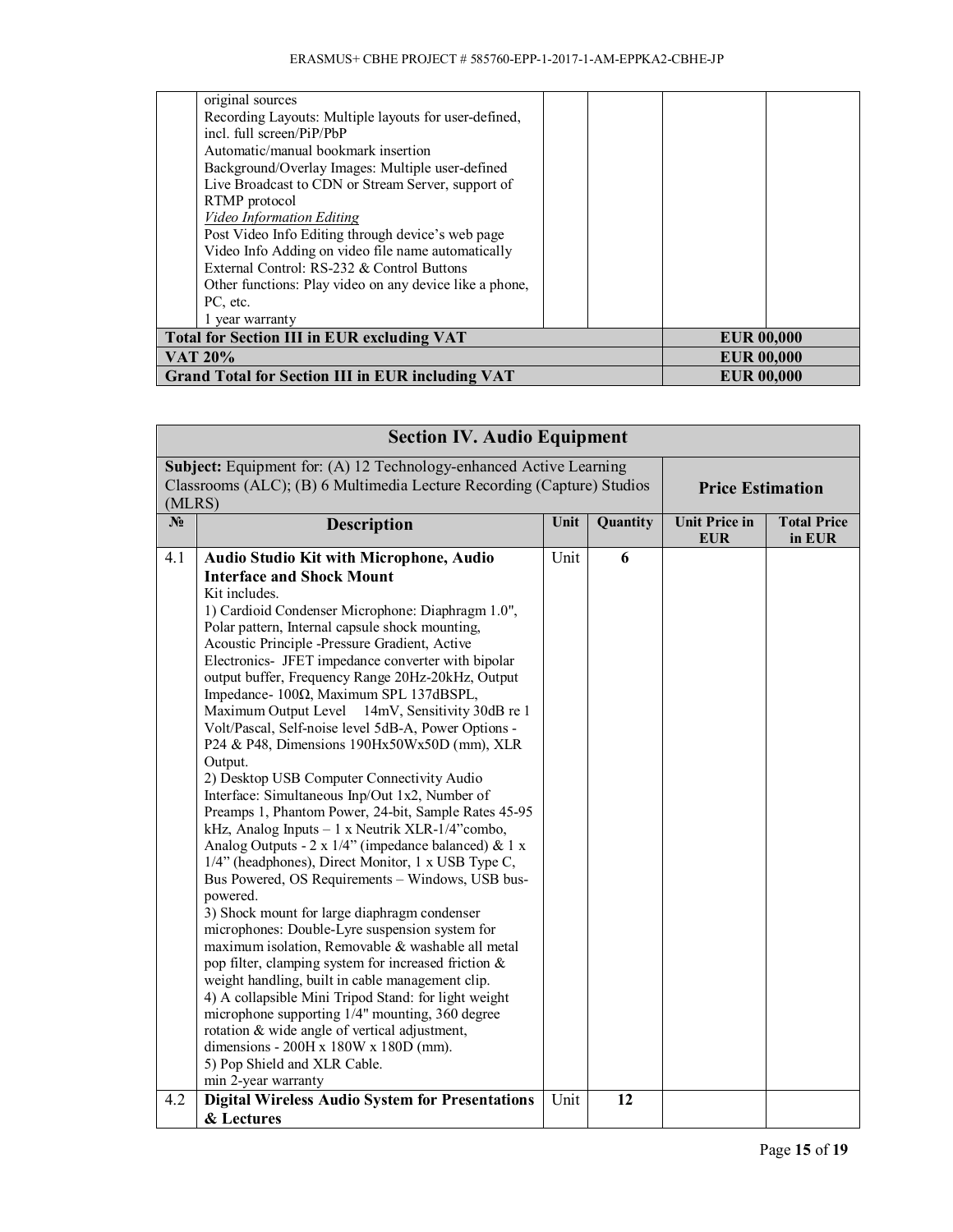| | original sources<br>Recording Layouts: Multiple layouts for user-defined, incl. full screen/PiP/PbP<br>Automatic/manual bookmark insertion<br>Background/Overlay Images: Multiple user-defined<br>Live Broadcast to CDN or Stream Server, support of RTMP protocol<br>*Video Information Editing*<br>Post Video Info Editing through device's web page<br>Video Info Adding on video file name automatically<br>External Control: RS-232 & Control Buttons<br>Other functions: Play video on any device like a phone, PC, etc.<br>1 year warranty | | | | |
|---|---|---|---|---|---|
| **Total for Section III in EUR excluding VAT** | | | | **EUR 00,000** | |
| **VAT 20%** | | | | **EUR 00,000** | |
| **Grand Total for Section III in EUR including VAT** | | | | **EUR 00,000** | |

| **Section IV. Audio Equipment** | | | | | |
|---|---|---|---|---|---|
| **Subject:** Equipment for: (A) 12 Technology-enhanced Active Learning Classrooms (ALC); (B) 6 Multimedia Lecture Recording (Capture) Studios (MLRS) | | | | **Price Estimation** | |
| **№** | **Description** | **Unit** | **Quantity** | **Unit Price in EUR** | **Total Price in EUR** |
| 4.1 | **Audio Studio Kit with Microphone, Audio Interface and Shock Mount**<br>Kit includes.<br>1) Cardioid Condenser Microphone: Diaphragm 1.0", Polar pattern, Internal capsule shock mounting, Acoustic Principle -Pressure Gradient, Active Electronics- JFET impedance converter with bipolar output buffer, Frequency Range 20Hz-20kHz, Output Impedance- 100Ω, Maximum SPL 137dBSPL, Maximum Output Level 14mV, Sensitivity 30dB re 1 Volt/Pascal, Self-noise level 5dB-A, Power Options - P24 & P48, Dimensions 190Hx50Wx50D (mm), XLR Output.<br>2) Desktop USB Computer Connectivity Audio Interface: Simultaneous Inp/Out 1x2, Number of Preamps 1, Phantom Power, 24-bit, Sample Rates 45-95 kHz, Analog Inputs – 1 x Neutrik XLR-1/4"combo, Analog Outputs - 2 x 1/4" (impedance balanced) & 1 x 1/4" (headphones), Direct Monitor, 1 x USB Type C, Bus Powered, OS Requirements – Windows, USB bus-powered.<br>3) Shock mount for large diaphragm condenser microphones: Double-Lyre suspension system for maximum isolation, Removable & washable all metal pop filter, clamping system for increased friction & weight handling, built in cable management clip.<br>4) A collapsible Mini Tripod Stand: for light weight microphone supporting 1/4" mounting, 360 degree rotation & wide angle of vertical adjustment, dimensions - 200H x 180W x 180D (mm).<br>5) Pop Shield and XLR Cable.<br>min 2-year warranty | Unit | **6** | | |
| 4.2 | **Digital Wireless Audio System for Presentations & Lectures** | Unit | **12** | | |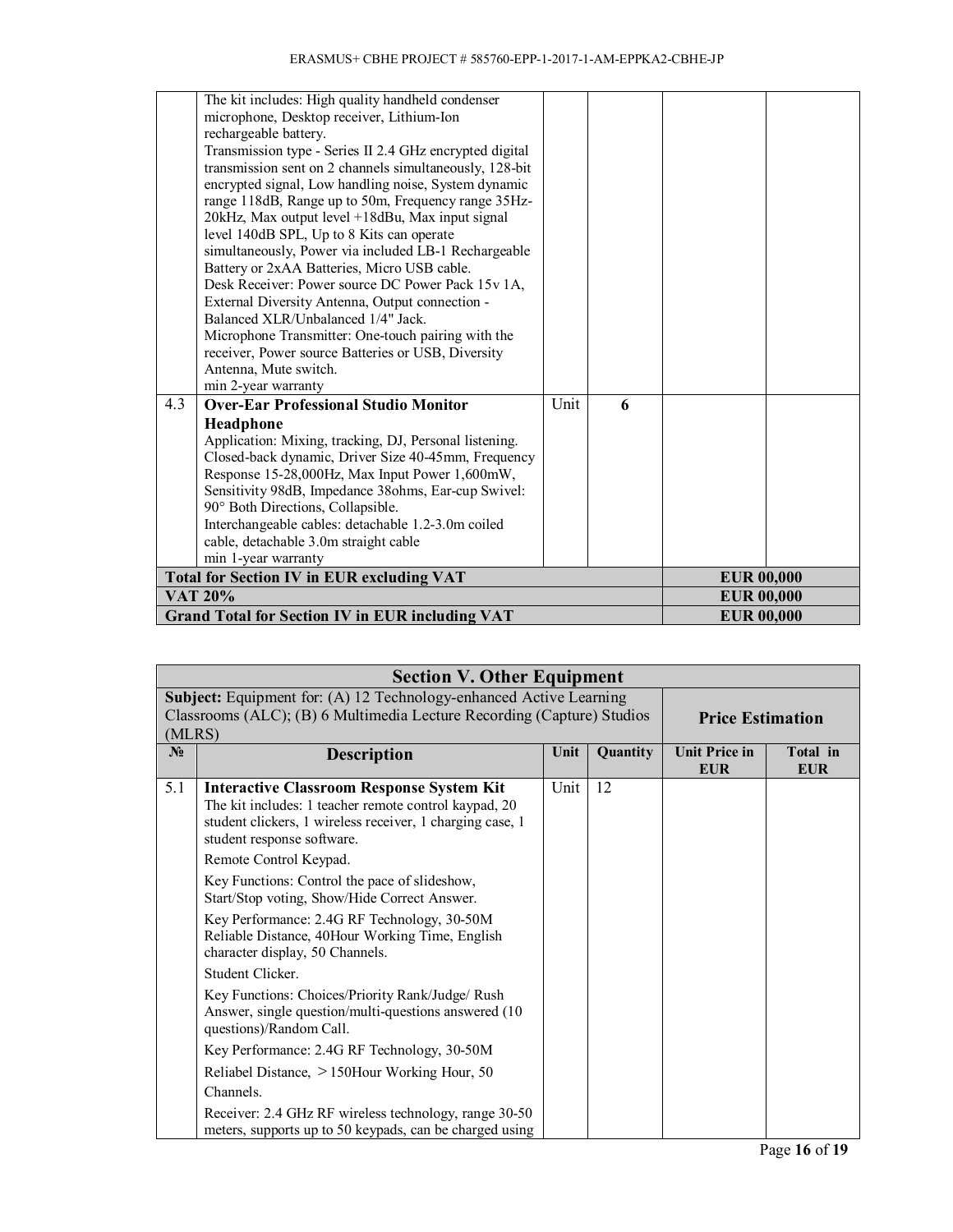| | | | | | |
|---|---|---|---|---|---|
| | The kit includes: High quality handheld condenser microphone, Desktop receiver, Lithium-Ion rechargeable battery.<br>Transmission type - Series II 2.4 GHz encrypted digital transmission sent on 2 channels simultaneously, 128-bit encrypted signal, Low handling noise, System dynamic range 118dB, Range up to 50m, Frequency range 35Hz-20kHz, Max output level +18dBu, Max input signal level 140dB SPL, Up to 8 Kits can operate simultaneously, Power via included LB-1 Rechargeable Battery or 2xAA Batteries, Micro USB cable.<br>Desk Receiver: Power source DC Power Pack 15v 1A, External Diversity Antenna, Output connection - Balanced XLR/Unbalanced 1/4" Jack.<br>Microphone Transmitter: One-touch pairing with the receiver, Power source Batteries or USB, Diversity Antenna, Mute switch.<br>min 2-year warranty | | | | |
| 4.3 | **Over-Ear Professional Studio Monitor Headphone**<br>Application: Mixing, tracking, DJ, Personal listening. Closed-back dynamic, Driver Size 40-45mm, Frequency Response 15-28,000Hz, Max Input Power 1,600mW, Sensitivity 98dB, Impedance 38ohms, Ear-cup Swivel: 90° Both Directions, Collapsible.<br>Interchangeable cables: detachable 1.2-3.0m coiled cable, detachable 3.0m straight cable<br>min 1-year warranty | Unit | **6** | | |
| **Total for Section IV in EUR excluding VAT** | | | | **EUR 00,000** | |
| **VAT 20%** | | | | **EUR 00,000** | |
| **Grand Total for Section IV in EUR including VAT** | | | | **EUR 00,000** | |

| **Section V. Other Equipment** | | | | | |
|---|---|---|---|---|---|
| **Subject:** Equipment for: (A) 12 Technology-enhanced Active Learning Classrooms (ALC); (B) 6 Multimedia Lecture Recording (Capture) Studios (MLRS) | | | | **Price Estimation** | |
| **№** | **Description** | **Unit** | **Quantity** | **Unit Price in EUR** | **Total in EUR** |
| 5.1 | **Interactive Classroom Response System Kit**<br>The kit includes: 1 teacher remote control kaypad, 20 student clickers, 1 wireless receiver, 1 charging case, 1 student response software.<br>Remote Control Keypad.<br>Key Functions: Control the pace of slideshow, Start/Stop voting, Show/Hide Correct Answer.<br>Key Performance: 2.4G RF Technology, 30-50M Reliable Distance, 40Hour Working Time, English character display, 50 Channels.<br>Student Clicker.<br>Key Functions: Choices/Priority Rank/Judge/ Rush Answer, single question/multi-questions answered (10 questions)/Random Call.<br>Key Performance: 2.4G RF Technology, 30-50M<br>Reliabel Distance, ＞150Hour Working Hour, 50 Channels.<br>Receiver: 2.4 GHz RF wireless technology, range 30-50 meters, supports up to 50 keypads, can be charged using | Unit | 12 | | |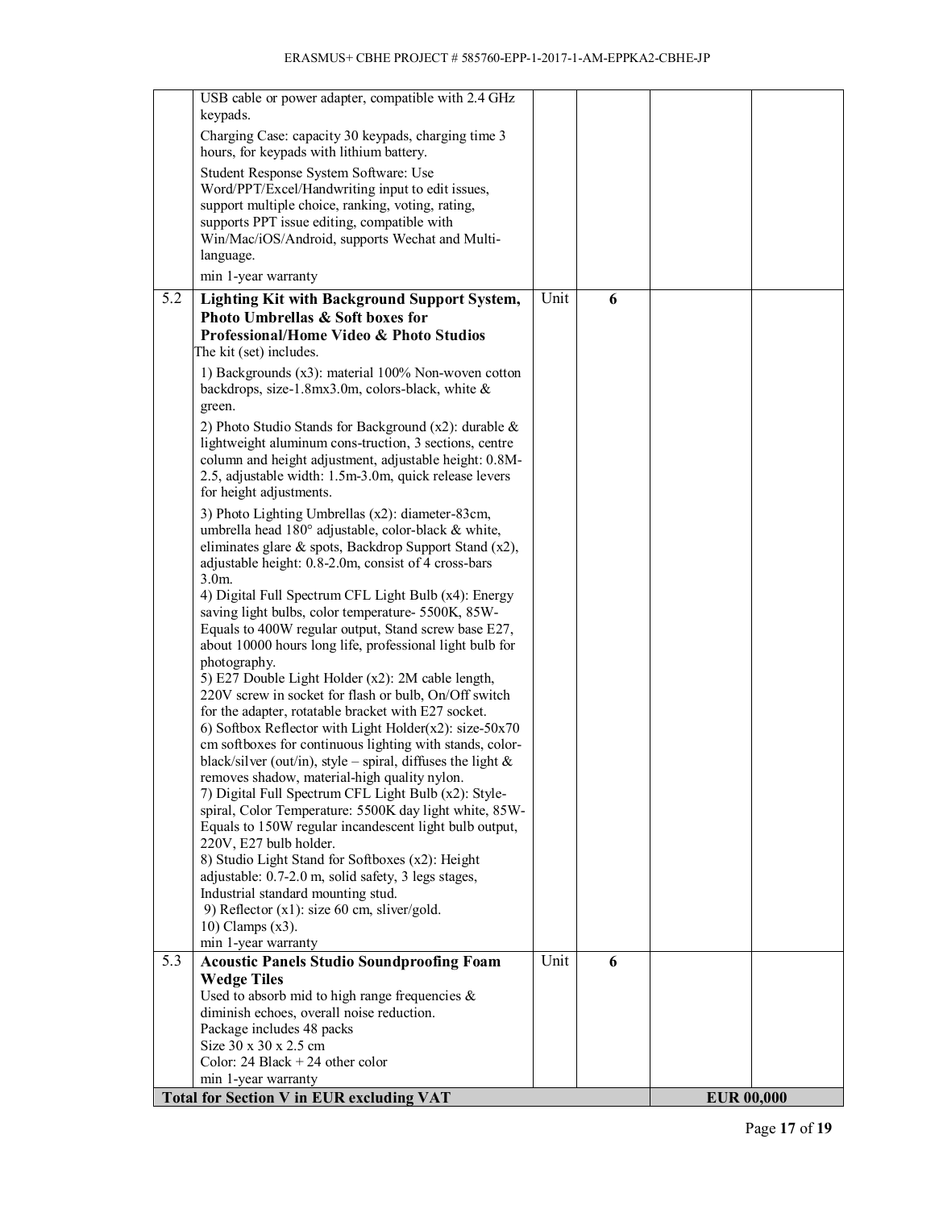| | | | | | |
|---|---|---|---|---|---|
| | USB cable or power adapter, compatible with 2.4 GHz keypads.<br>Charging Case: capacity 30 keypads, charging time 3 hours, for keypads with lithium battery.<br>Student Response System Software: Use Word/PPT/Excel/Handwriting input to edit issues, support multiple choice, ranking, voting, rating, supports PPT issue editing, compatible with Win/Mac/iOS/Android, supports Wechat and Multi-language.<br>min 1-year warranty | | | | |
| 5.2 | **Lighting Kit with Background Support System, Photo Umbrellas & Soft boxes for Professional/Home Video & Photo Studios**<br>The kit (set) includes.<br>1) Backgrounds (x3): material 100% Non-woven cotton backdrops, size-1.8mx3.0m, colors-black, white & green.<br>2) Photo Studio Stands for Background (x2): durable & lightweight aluminum cons-truction, 3 sections, centre column and height adjustment, adjustable height: 0.8M-2.5, adjustable width: 1.5m-3.0m, quick release levers for height adjustments.<br>3) Photo Lighting Umbrellas (x2): diameter-83cm, umbrella head 180° adjustable, color-black & white, eliminates glare & spots, Backdrop Support Stand (x2), adjustable height: 0.8-2.0m, consist of 4 cross-bars 3.0m.<br>4) Digital Full Spectrum CFL Light Bulb (x4): Energy saving light bulbs, color temperature- 5500K, 85W-Equals to 400W regular output, Stand screw base E27, about 10000 hours long life, professional light bulb for photography.<br>5) E27 Double Light Holder (x2): 2M cable length, 220V screw in socket for flash or bulb, On/Off switch for the adapter, rotatable bracket with E27 socket.<br>6) Softbox Reflector with Light Holder(x2): size-50x70 cm softboxes for continuous lighting with stands, color-black/silver (out/in), style – spiral, diffuses the light & removes shadow, material-high quality nylon.<br>7) Digital Full Spectrum CFL Light Bulb (x2): Style-spiral, Color Temperature: 5500K day light white, 85W-Equals to 150W regular incandescent light bulb output, 220V, E27 bulb holder.<br>8) Studio Light Stand for Softboxes (x2): Height adjustable: 0.7-2.0 m, solid safety, 3 legs stages, Industrial standard mounting stud.<br>9) Reflector (x1): size 60 cm, sliver/gold.<br>10) Clamps (x3).<br>min 1-year warranty | Unit | **6** | | |
| 5.3 | **Acoustic Panels Studio Soundproofing Foam Wedge Tiles**<br>Used to absorb mid to high range frequencies & diminish echoes, overall noise reduction.<br>Package includes 48 packs<br>Size 30 x 30 x 2.5 cm<br>Color: 24 Black + 24 other color<br>min 1-year warranty | Unit | **6** | | |
| **Total for Section V in EUR excluding VAT** | | | | **EUR 00,000** | |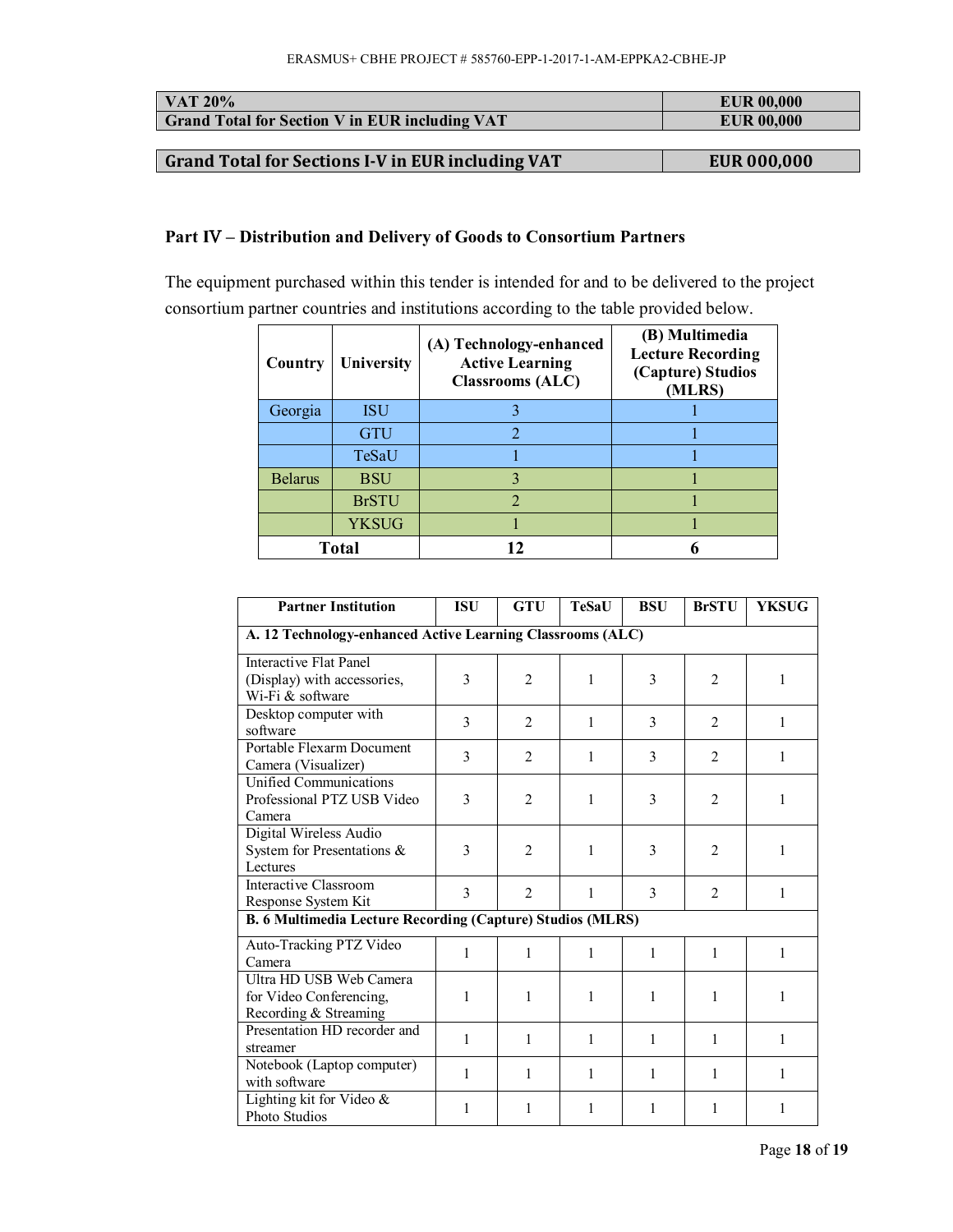| VAT 20% | EUR 00,000 |
|---|---|
| **Grand Total for Section V in EUR including VAT** | **EUR 00,000** |

| **Grand Total for Sections I-V in EUR including VAT** | **EUR 000,000** |
|---|---|

**Part IV – Distribution and Delivery of Goods to Consortium Partners**

The equipment purchased within this tender is intended for and to be delivered to the project consortium partner countries and institutions according to the table provided below.

| Country | University | (A) Technology-enhanced Active Learning Classrooms (ALC) | (B) Multimedia Lecture Recording (Capture) Studios (MLRS) |
|---|---|---|---|
| Georgia | ISU | 3 | 1 |
| | GTU | 2 | 1 |
| | TeSaU | 1 | 1 |
| Belarus | BSU | 3 | 1 |
| | BrSTU | 2 | 1 |
| | YKSUG | 1 | 1 |
| **Total** | | **12** | **6** |

| Partner Institution | ISU | GTU | TeSaU | BSU | BrSTU | YKSUG |
|---|---|---|---|---|---|---|
| **A. 12 Technology-enhanced Active Learning Classrooms (ALC)** | | | | | | |
| Interactive Flat Panel (Display) with accessories, Wi-Fi & software | 3 | 2 | 1 | 3 | 2 | 1 |
| Desktop computer with software | 3 | 2 | 1 | 3 | 2 | 1 |
| Portable Flexarm Document Camera (Visualizer) | 3 | 2 | 1 | 3 | 2 | 1 |
| Unified Communications Professional PTZ USB Video Camera | 3 | 2 | 1 | 3 | 2 | 1 |
| Digital Wireless Audio System for Presentations & Lectures | 3 | 2 | 1 | 3 | 2 | 1 |
| Interactive Classroom Response System Kit | 3 | 2 | 1 | 3 | 2 | 1 |
| **B. 6 Multimedia Lecture Recording (Capture) Studios (MLRS)** | | | | | | |
| Auto-Tracking PTZ Video Camera | 1 | 1 | 1 | 1 | 1 | 1 |
| Ultra HD USB Web Camera for Video Conferencing, Recording & Streaming | 1 | 1 | 1 | 1 | 1 | 1 |
| Presentation HD recorder and streamer | 1 | 1 | 1 | 1 | 1 | 1 |
| Notebook (Laptop computer) with software | 1 | 1 | 1 | 1 | 1 | 1 |
| Lighting kit for Video & Photo Studios | 1 | 1 | 1 | 1 | 1 | 1 |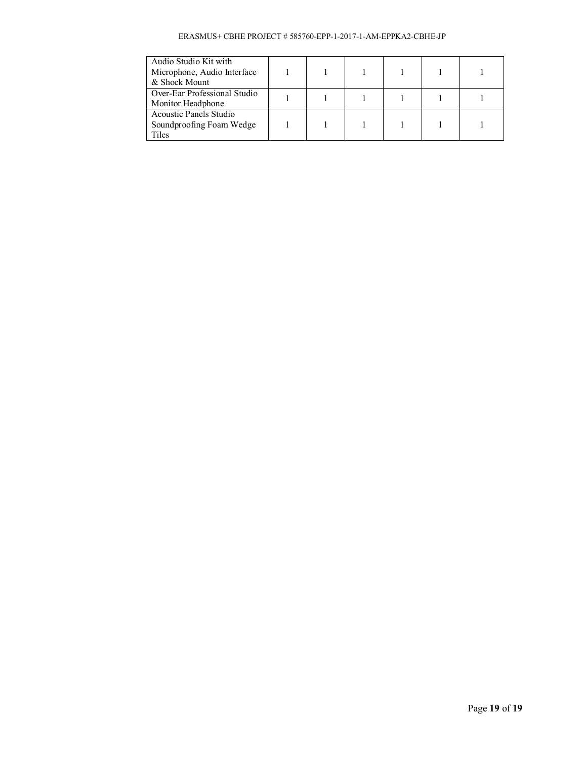| | | | | | | |
|---|---|---|---|---|---|---|
| Audio Studio Kit with Microphone, Audio Interface & Shock Mount | 1 | 1 | 1 | 1 | 1 | 1 |
| Over-Ear Professional Studio Monitor Headphone | 1 | 1 | 1 | 1 | 1 | 1 |
| Acoustic Panels Studio Soundproofing Foam Wedge Tiles | 1 | 1 | 1 | 1 | 1 | 1 |